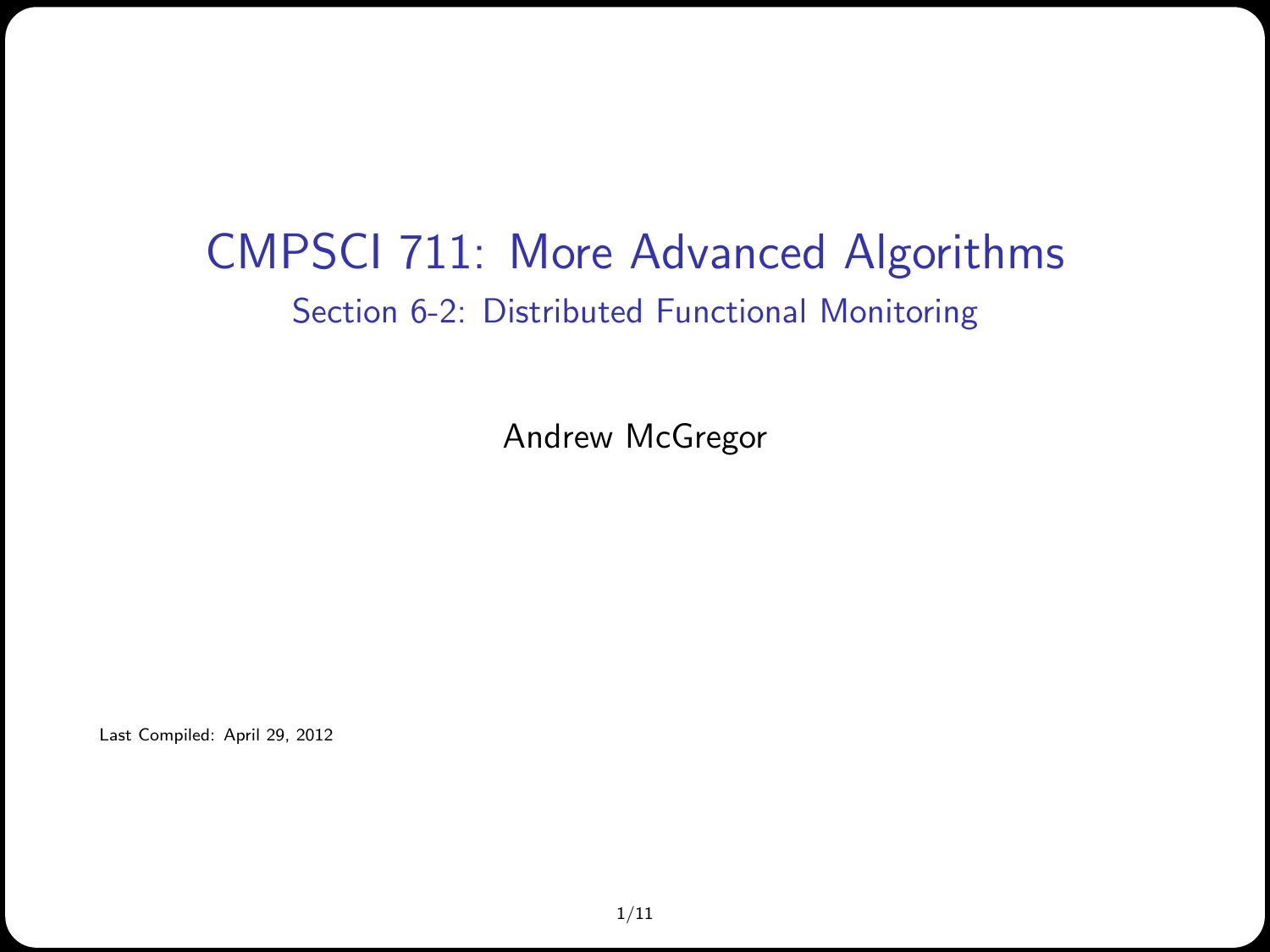# CMPSCI 711: More Advanced Algorithms

## Section 6-2: Distributed Functional Monitoring

Andrew McGregor

Last Compiled: April 29, 2012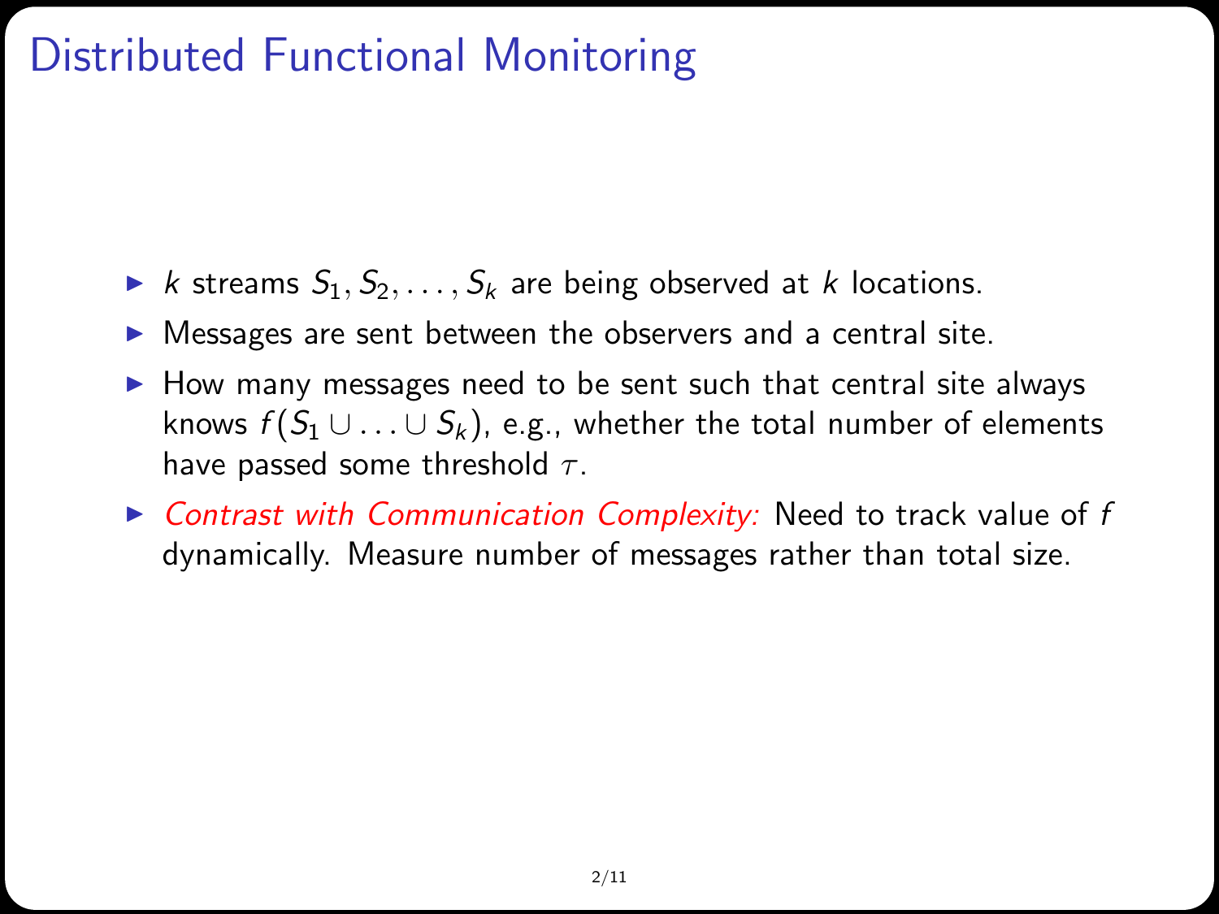# Distributed Functional Monitoring

- $k$ streams $S_1, S_2, \ldots, S_k$ are being observed at $k$ locations.
- Messages are sent between the observers and a central site.
- How many messages need to be sent such that central site always knows $f(S_1 \cup \ldots \cup S_k)$, e.g., whether the total number of elements have passed some threshold $\tau$.
- *Contrast with Communication Complexity:* Need to track value of $f$ dynamically. Measure number of messages rather than total size.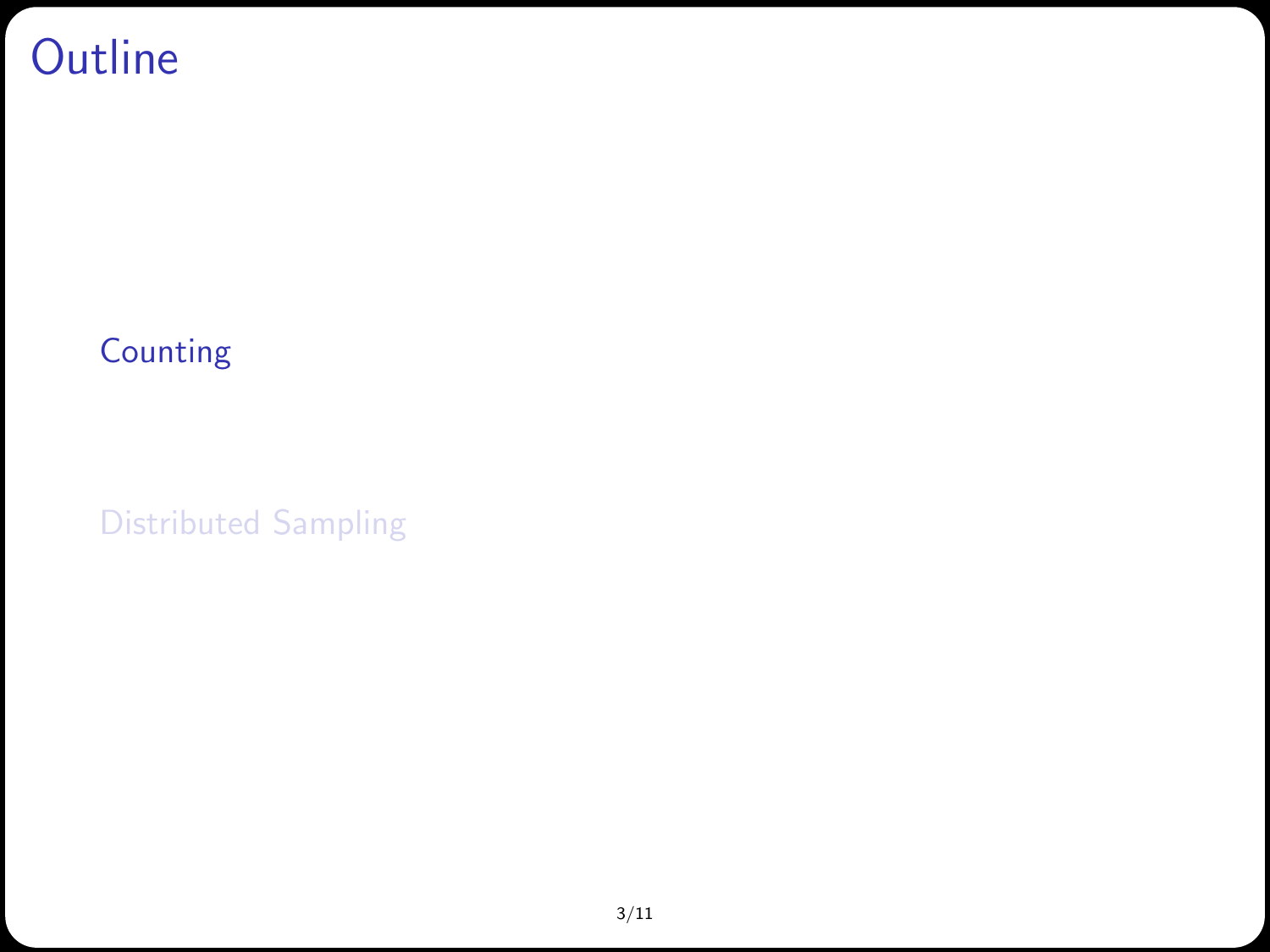# Outline

Counting

Distributed Sampling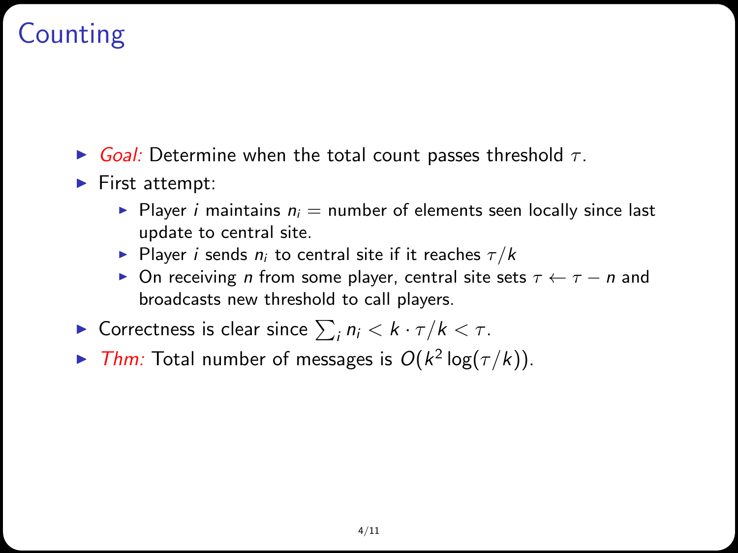# Counting

- *Goal:* Determine when the total count passes threshold $\tau$.
- First attempt:
  - Player $i$ maintains $n_i$ = number of elements seen locally since last update to central site.
  - Player $i$ sends $n_i$ to central site if it reaches $\tau/k$
  - On receiving $n$ from some player, central site sets $\tau \leftarrow \tau - n$ and broadcasts new threshold to call players.
- Correctness is clear since $\sum_i n_i < k \cdot \tau/k < \tau$.
- *Thm:* Total number of messages is $O(k^2 \log(\tau/k))$.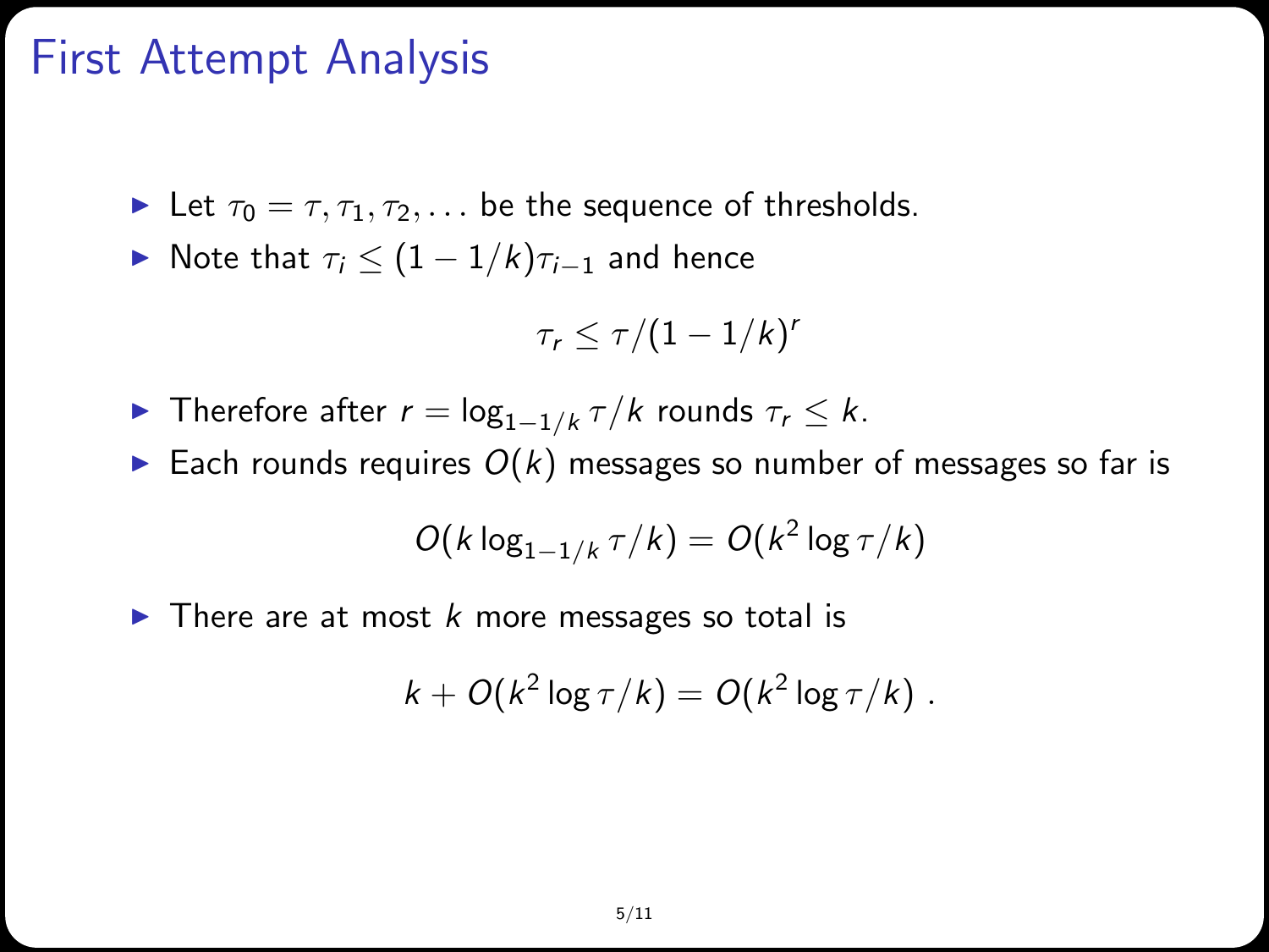# First Attempt Analysis

- Let $\tau_0 = \tau, \tau_1, \tau_2, \ldots$ be the sequence of thresholds.
- Note that $\tau_i \leq (1 - 1/k)\tau_{i-1}$ and hence

$$\tau_r \leq \tau/(1 - 1/k)^r$$

- Therefore after $r = \log_{1-1/k} \tau/k$ rounds $\tau_r \leq k$.
- Each rounds requires $O(k)$ messages so number of messages so far is

$$O(k \log_{1-1/k} \tau/k) = O(k^2 \log \tau/k)$$

- There are at most $k$ more messages so total is

$$k + O(k^2 \log \tau/k) = O(k^2 \log \tau/k) \ .$$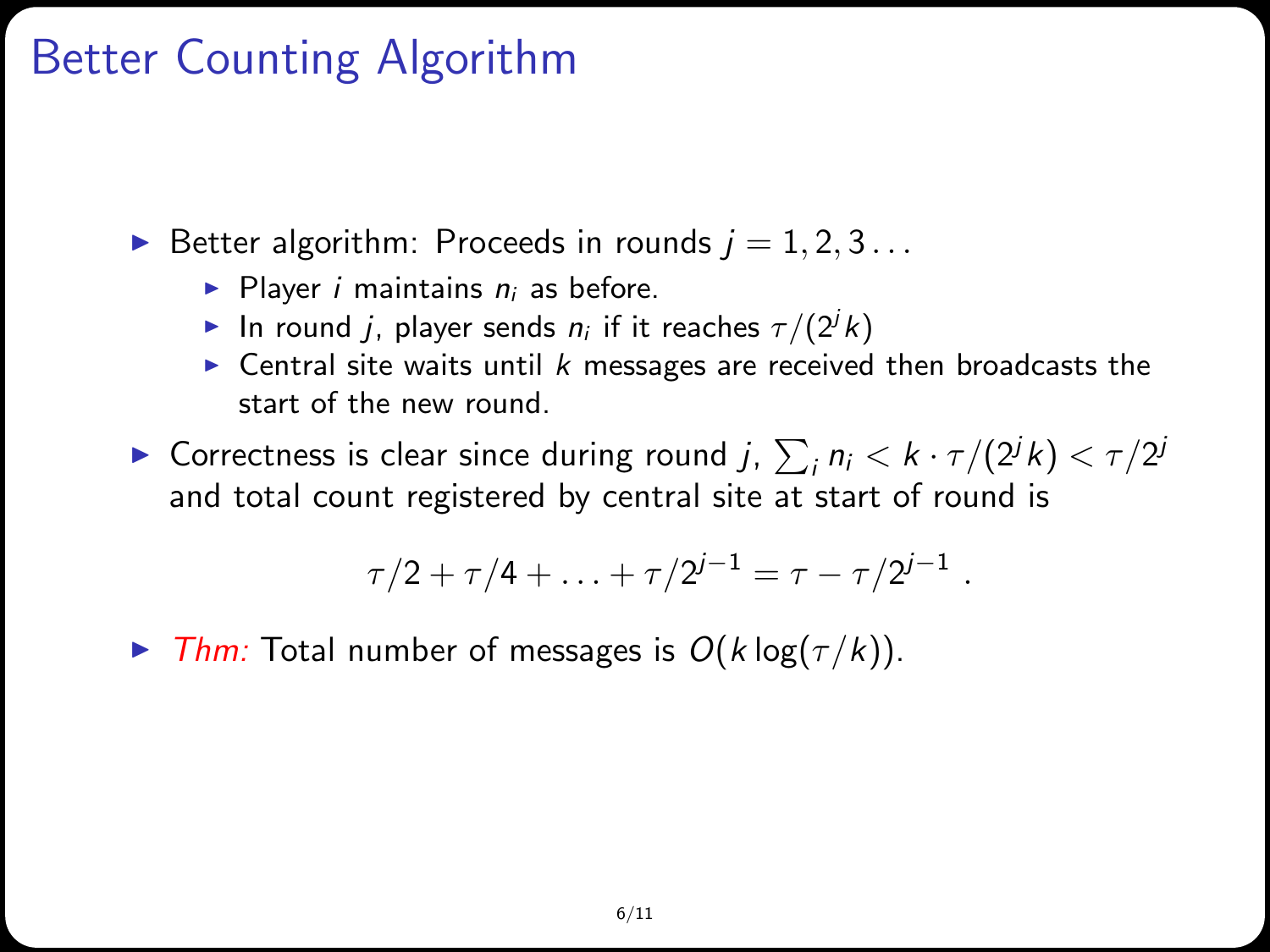# Better Counting Algorithm

- Better algorithm: Proceeds in rounds $j = 1, 2, 3 \ldots$
  - Player $i$ maintains $n_i$ as before.
  - In round $j$, player sends $n_i$ if it reaches $\tau/(2^j k)$
  - Central site waits until $k$ messages are received then broadcasts the start of the new round.
- Correctness is clear since during round $j$, $\sum_i n_i < k \cdot \tau/(2^j k) < \tau/2^j$ and total count registered by central site at start of round is

$$\tau/2 + \tau/4 + \ldots + \tau/2^{j-1} = \tau - \tau/2^{j-1} \ .$$

- *Thm:* Total number of messages is $O(k \log(\tau/k))$.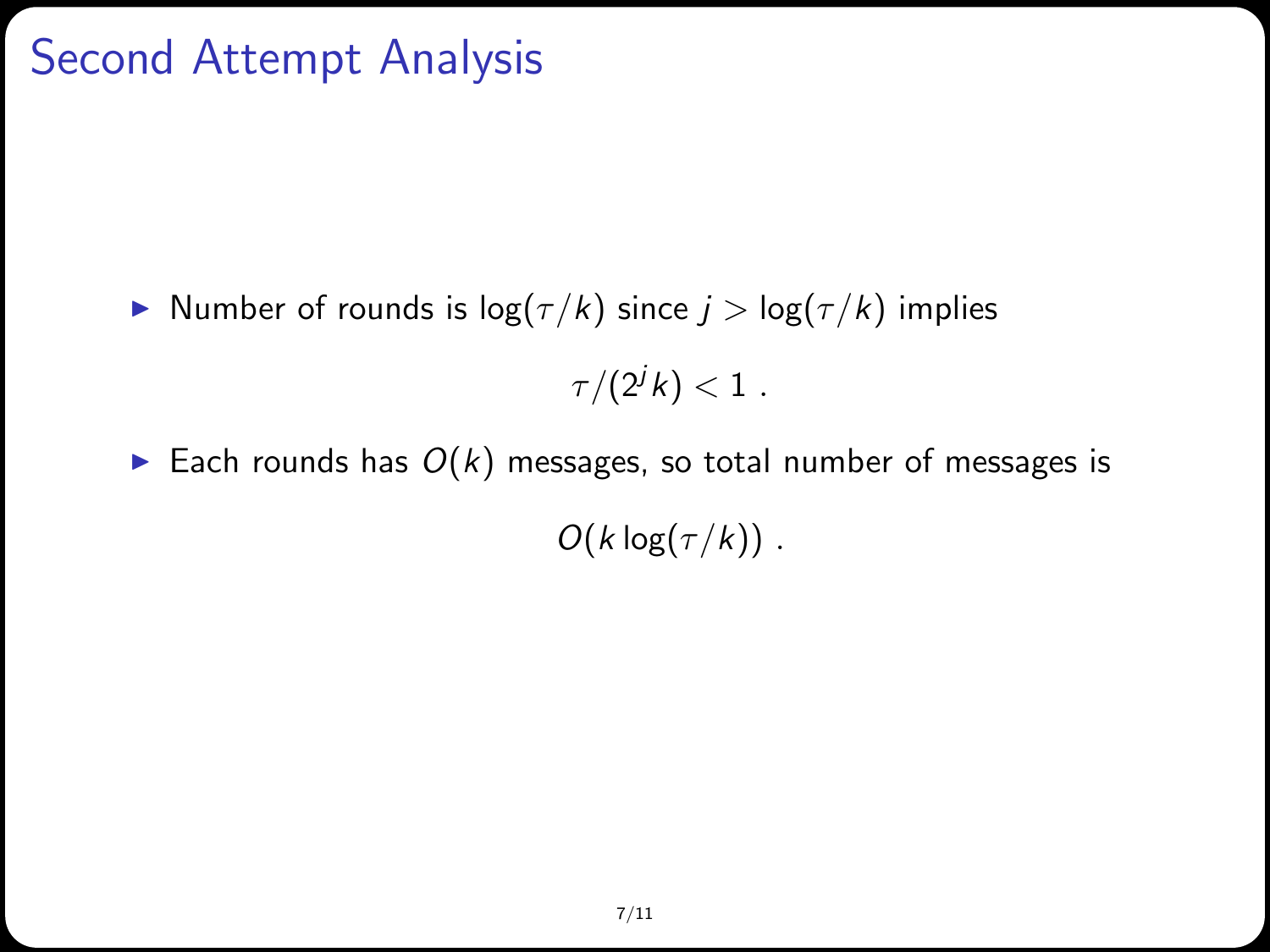# Second Attempt Analysis

- Number of rounds is $\log(\tau/k)$ since $j > \log(\tau/k)$ implies
$$\tau/(2^j k) < 1 \ .$$
- Each rounds has $O(k)$ messages, so total number of messages is
$$O(k \log(\tau/k)) \ .$$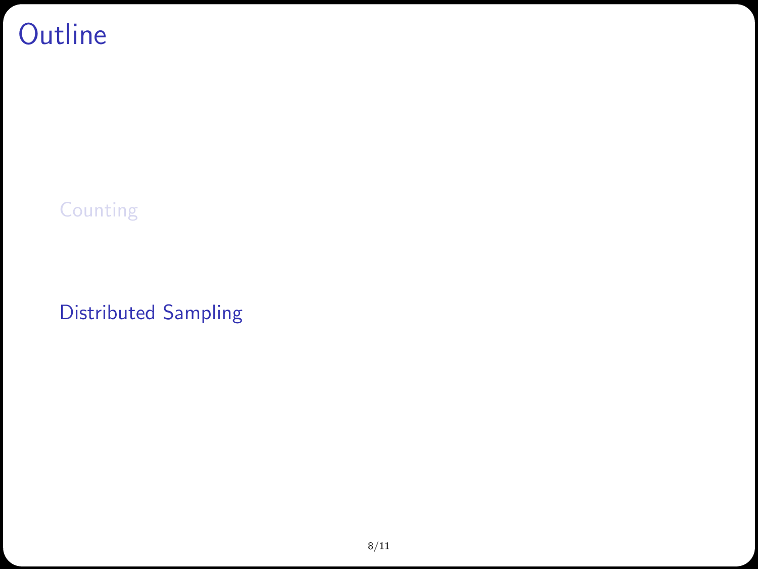# Outline

Counting

Distributed Sampling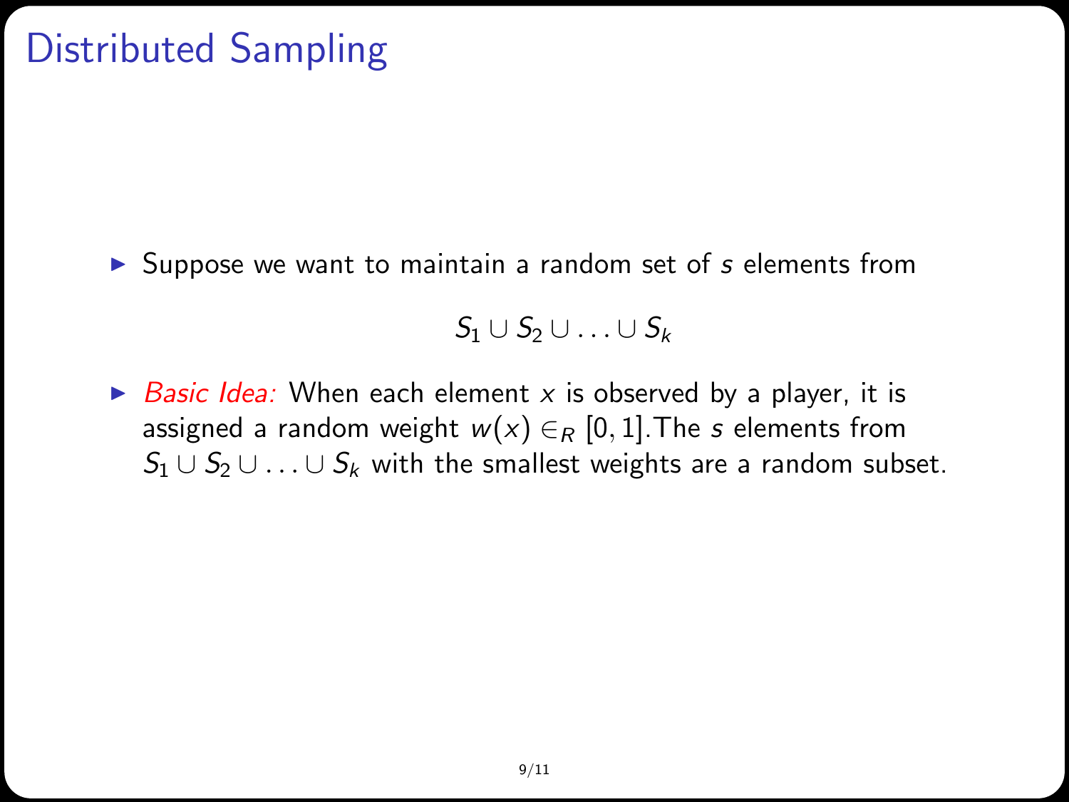# Distributed Sampling

- Suppose we want to maintain a random set of $s$ elements from

$$S_1 \cup S_2 \cup \ldots \cup S_k$$

- *Basic Idea:* When each element $x$ is observed by a player, it is assigned a random weight $w(x) \in_R [0, 1]$. The $s$ elements from $S_1 \cup S_2 \cup \ldots \cup S_k$ with the smallest weights are a random subset.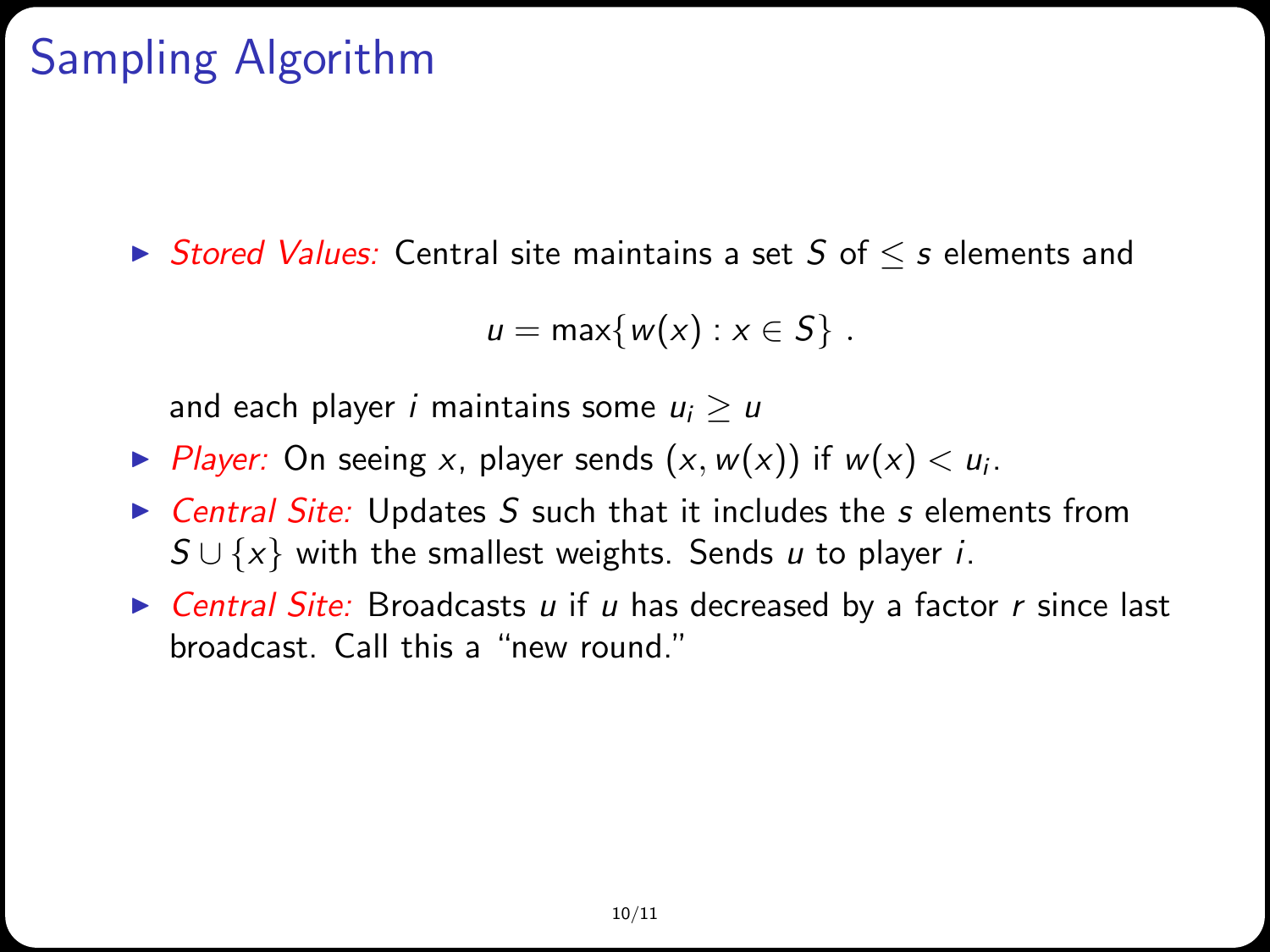# Sampling Algorithm

- *Stored Values:* Central site maintains a set $S$ of $\leq s$ elements and

$$u = \max\{w(x) : x \in S\} \ .$$

  and each player $i$ maintains some $u_i \geq u$
- *Player:* On seeing $x$, player sends $(x, w(x))$ if $w(x) < u_i$.
- *Central Site:* Updates $S$ such that it includes the $s$ elements from $S \cup \{x\}$ with the smallest weights. Sends $u$ to player $i$.
- *Central Site:* Broadcasts $u$ if $u$ has decreased by a factor $r$ since last broadcast. Call this a "new round."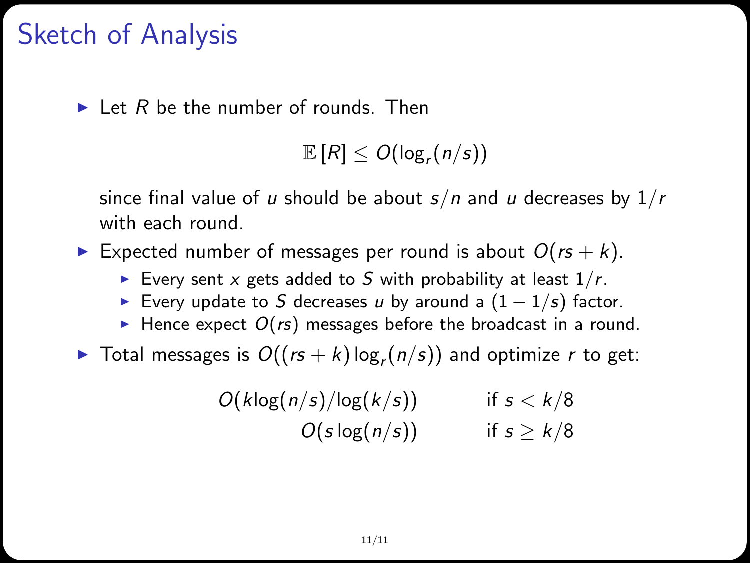# Sketch of Analysis

- Let $R$ be the number of rounds. Then

$$\mathbb{E}[R] \leq O(\log_r(n/s))$$

  since final value of $u$ should be about $s/n$ and $u$ decreases by $1/r$ with each round.

- Expected number of messages per round is about $O(rs + k)$.
  - Every sent $x$ gets added to $S$ with probability at least $1/r$.
  - Every update to $S$ decreases $u$ by around a $(1 - 1/s)$ factor.
  - Hence expect $O(rs)$ messages before the broadcast in a round.
- Total messages is $O((rs + k)\log_r(n/s))$ and optimize $r$ to get:

$$
\begin{aligned}
O(k\log(n/s)/\log(k/s)) \qquad & \text{if } s < k/8 \\
O(s\log(n/s)) \qquad & \text{if } s \geq k/8
\end{aligned}
$$